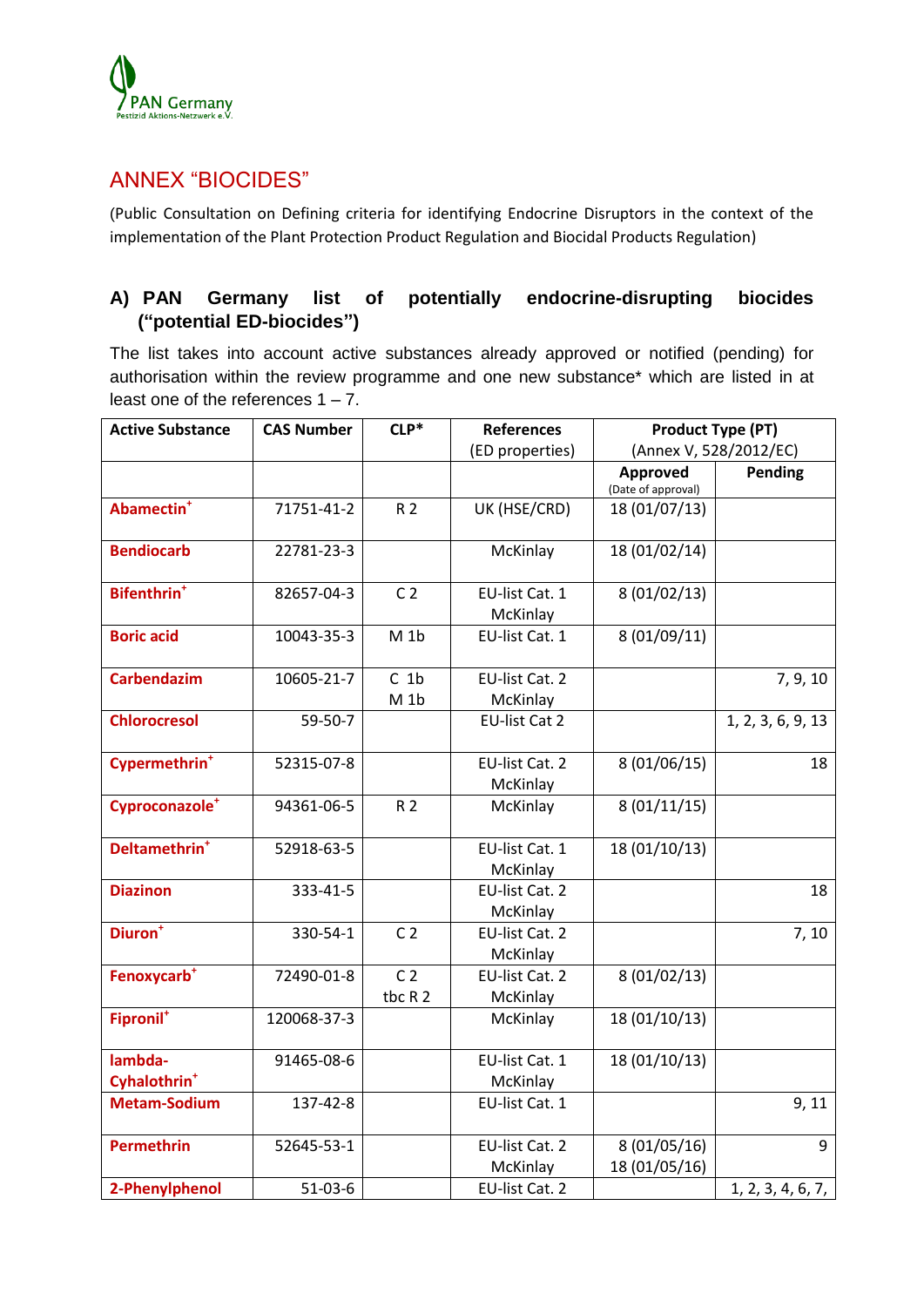# ANNEX "BIOCIDES"

(Public Consultation on Defining criteria for identifying Endocrine Disruptors in the context of the implementation of the Plant Protection Product Regulation and Biocidal Products Regulation)

## A) PAN Germany list of potentially endocrine-disrupting biocides ("potential ED-biocides")

The list takes into account active substances already approved or notified (pending) for authorisation within the review programme and one new substance* which are listed in at least one of the references 1 – 7.

| Active Substance | CAS Number | CLP* | References (ED properties) | Product Type (PT) (Annex V, 528/2012/EC) | |
|---|---|---|---|---|---|
| | | | | Approved (Date of approval) | Pending |
| **Abamectin+** | 71751-41-2 | R 2 | UK (HSE/CRD) | 18 (01/07/13) | |
| **Bendiocarb** | 22781-23-3 | | McKinlay | 18 (01/02/14) | |
| **Bifenthrin+** | 82657-04-3 | C 2 | EU-list Cat. 1 McKinlay | 8 (01/02/13) | |
| **Boric acid** | 10043-35-3 | M 1b | EU-list Cat. 1 | 8 (01/09/11) | |
| **Carbendazim** | 10605-21-7 | C 1b M 1b | EU-list Cat. 2 McKinlay | | 7, 9, 10 |
| **Chlorocresol** | 59-50-7 | | EU-list Cat 2 | | 1, 2, 3, 6, 9, 13 |
| **Cypermethrin+** | 52315-07-8 | | EU-list Cat. 2 McKinlay | 8 (01/06/15) | 18 |
| **Cyproconazole+** | 94361-06-5 | R 2 | McKinlay | 8 (01/11/15) | |
| **Deltamethrin+** | 52918-63-5 | | EU-list Cat. 1 McKinlay | 18 (01/10/13) | |
| **Diazinon** | 333-41-5 | | EU-list Cat. 2 McKinlay | | 18 |
| **Diuron+** | 330-54-1 | C 2 | EU-list Cat. 2 McKinlay | | 7, 10 |
| **Fenoxycarb+** | 72490-01-8 | C 2 tbc R 2 | EU-list Cat. 2 McKinlay | 8 (01/02/13) | |
| **Fipronil+** | 120068-37-3 | | McKinlay | 18 (01/10/13) | |
| **lambda-Cyhalothrin+** | 91465-08-6 | | EU-list Cat. 1 McKinlay | 18 (01/10/13) | |
| **Metam-Sodium** | 137-42-8 | | EU-list Cat. 1 | | 9, 11 |
| **Permethrin** | 52645-53-1 | | EU-list Cat. 2 McKinlay | 8 (01/05/16) 18 (01/05/16) | 9 |
| **2-Phenylphenol** | 51-03-6 | | EU-list Cat. 2 | | 1, 2, 3, 4, 6, 7, |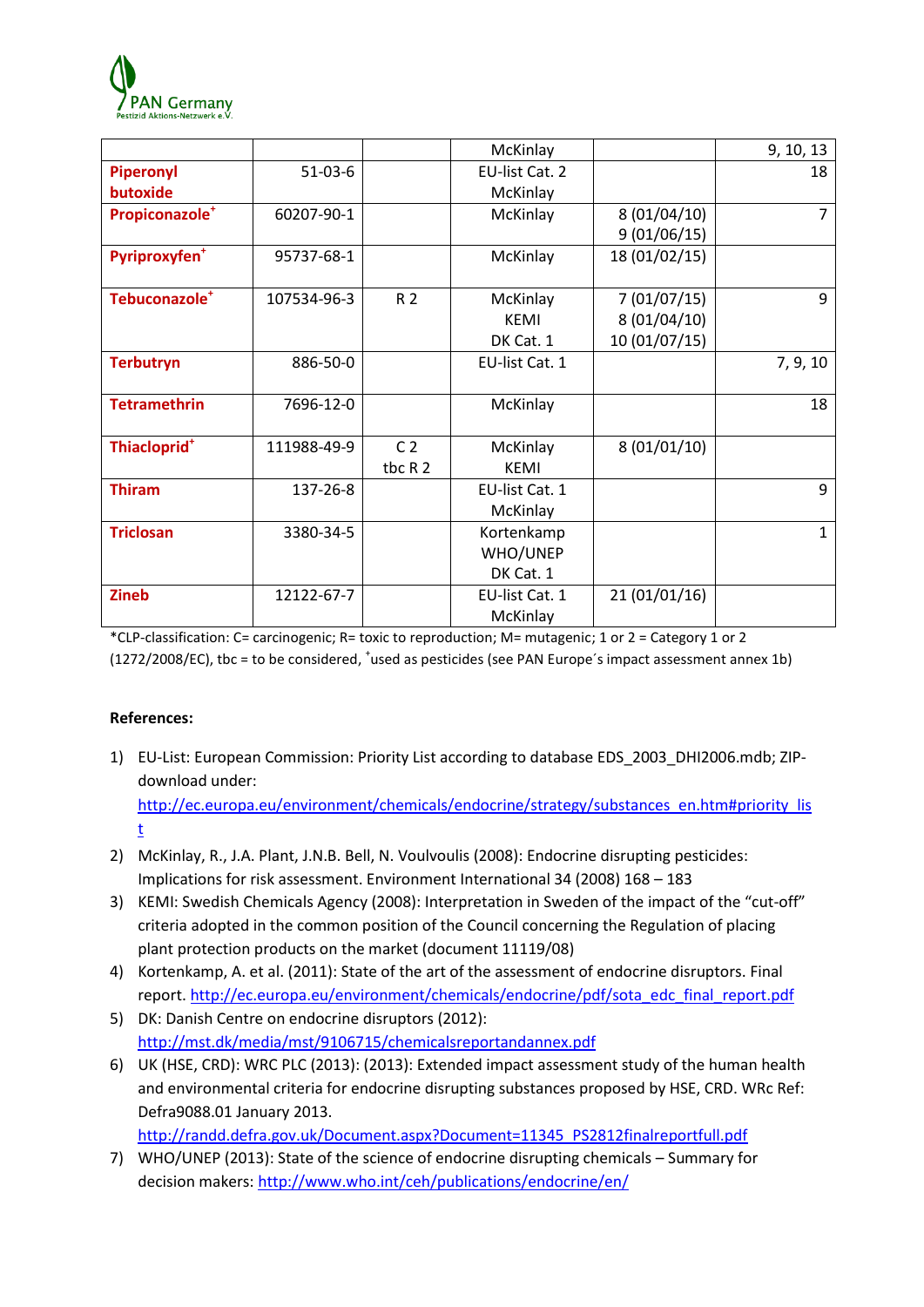| | | | McKinlay | | 9, 10, 13 |
|---|---|---|---|---|---|
| **Piperonyl butoxide** | 51-03-6 | | EU-list Cat. 2<br>McKinlay | | 18 |
| **Propiconazole**[+] | 60207-90-1 | | McKinlay | 8 (01/04/10)<br>9 (01/06/15) | 7 |
| **Pyriproxyfen**[+] | 95737-68-1 | | McKinlay | 18 (01/02/15) | |
| **Tebuconazole**[+] | 107534-96-3 | R 2 | McKinlay<br>KEMI<br>DK Cat. 1 | 7 (01/07/15)<br>8 (01/04/10)<br>10 (01/07/15) | 9 |
| **Terbutryn** | 886-50-0 | | EU-list Cat. 1 | | 7, 9, 10 |
| **Tetramethrin** | 7696-12-0 | | McKinlay | | 18 |
| **Thiacloprid**[+] | 111988-49-9 | C 2<br>tbc R 2 | McKinlay<br>KEMI | 8 (01/01/10) | |
| **Thiram** | 137-26-8 | | EU-list Cat. 1<br>McKinlay | | 9 |
| **Triclosan** | 3380-34-5 | | Kortenkamp<br>WHO/UNEP<br>DK Cat. 1 | | 1 |
| **Zineb** | 12122-67-7 | | EU-list Cat. 1<br>McKinlay | 21 (01/01/16) | |

*CLP-classification: C= carcinogenic; R= toxic to reproduction; M= mutagenic; 1 or 2 = Category 1 or 2 (1272/2008/EC), tbc = to be considered, [+]used as pesticides (see PAN Europe´s impact assessment annex 1b)

**References:**

1) EU-List: European Commission: Priority List according to database EDS_2003_DHI2006.mdb; ZIP-download under: http://ec.europa.eu/environment/chemicals/endocrine/strategy/substances_en.htm#priority_list
2) McKinlay, R., J.A. Plant, J.N.B. Bell, N. Voulvoulis (2008): Endocrine disrupting pesticides: Implications for risk assessment. Environment International 34 (2008) 168 – 183
3) KEMI: Swedish Chemicals Agency (2008): Interpretation in Sweden of the impact of the "cut-off" criteria adopted in the common position of the Council concerning the Regulation of placing plant protection products on the market (document 11119/08)
4) Kortenkamp, A. et al. (2011): State of the art of the assessment of endocrine disruptors. Final report. http://ec.europa.eu/environment/chemicals/endocrine/pdf/sota_edc_final_report.pdf
5) DK: Danish Centre on endocrine disruptors (2012): http://mst.dk/media/mst/9106715/chemicalsreportandannex.pdf
6) UK (HSE, CRD): WRC PLC (2013): (2013): Extended impact assessment study of the human health and environmental criteria for endocrine disrupting substances proposed by HSE, CRD. WRc Ref: Defra9088.01 January 2013. http://randd.defra.gov.uk/Document.aspx?Document=11345_PS2812finalreportfull.pdf
7) WHO/UNEP (2013): State of the science of endocrine disrupting chemicals – Summary for decision makers: http://www.who.int/ceh/publications/endocrine/en/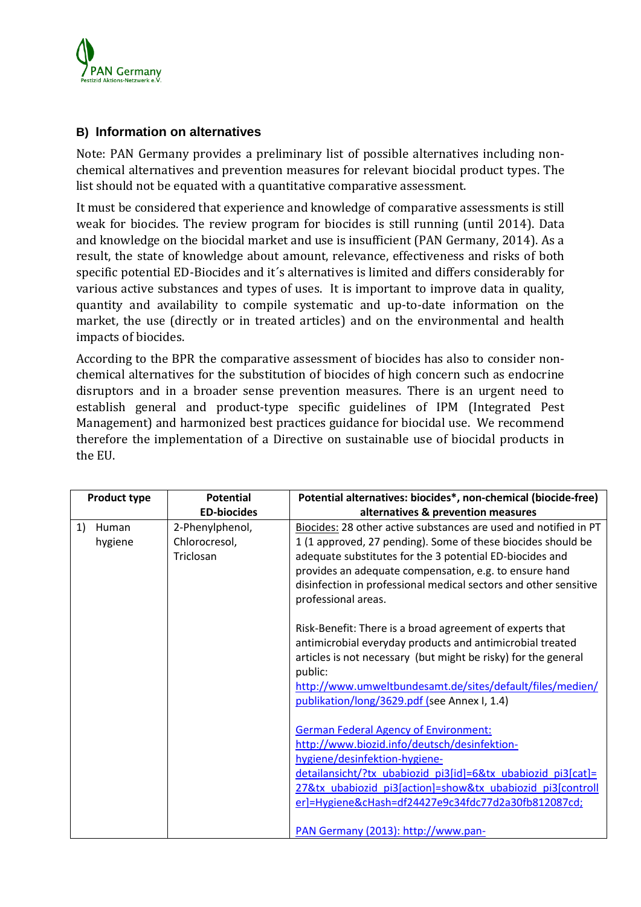### B) Information on alternatives

Note: PAN Germany provides a preliminary list of possible alternatives including non-chemical alternatives and prevention measures for relevant biocidal product types. The list should not be equated with a quantitative comparative assessment.

It must be considered that experience and knowledge of comparative assessments is still weak for biocides. The review program for biocides is still running (until 2014). Data and knowledge on the biocidal market and use is insufficient (PAN Germany, 2014). As a result, the state of knowledge about amount, relevance, effectiveness and risks of both specific potential ED-Biocides and it´s alternatives is limited and differs considerably for various active substances and types of uses. It is important to improve data in quality, quantity and availability to compile systematic and up-to-date information on the market, the use (directly or in treated articles) and on the environmental and health impacts of biocides.

According to the BPR the comparative assessment of biocides has also to consider non-chemical alternatives for the substitution of biocides of high concern such as endocrine disruptors and in a broader sense prevention measures. There is an urgent need to establish general and product-type specific guidelines of IPM (Integrated Pest Management) and harmonized best practices guidance for biocidal use. We recommend therefore the implementation of a Directive on sustainable use of biocidal products in the EU.

| Product type | Potential ED-biocides | Potential alternatives: biocides*, non-chemical (biocide-free) alternatives & prevention measures |
|---|---|---|
| 1) Human hygiene | 2-Phenylphenol, Chlorocresol, Triclosan | Biocides: 28 other active substances are used and notified in PT 1 (1 approved, 27 pending). Some of these biocides should be adequate substitutes for the 3 potential ED-biocides and provides an adequate compensation, e.g. to ensure hand disinfection in professional medical sectors and other sensitive professional areas.<br><br>Risk-Benefit: There is a broad agreement of experts that antimicrobial everyday products and antimicrobial treated articles is not necessary (but might be risky) for the general public: http://www.umweltbundesamt.de/sites/default/files/medien/publikation/long/3629.pdf (see Annex I, 1.4)<br><br>German Federal Agency of Environment: http://www.biozid.info/deutsch/desinfektion-hygiene/desinfektion-hygiene-detailansicht/?tx_ubabiozid_pi3[id]=6&tx_ubabiozid_pi3[cat]=27&tx_ubabiozid_pi3[action]=show&tx_ubabiozid_pi3[controller]=Hygiene&cHash=df24427e9c34fdc77d2a30fb812087cd;<br><br>PAN Germany (2013): http://www.pan- |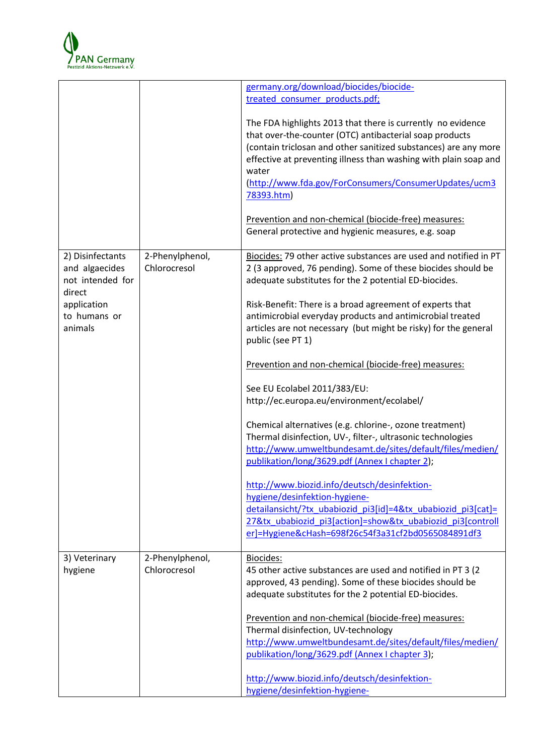| | | |
|---|---|---|
| | | germany.org/download/biocides/biocide-treated_consumer_products.pdf;<br><br>The FDA highlights 2013 that there is currently no evidence that over-the-counter (OTC) antibacterial soap products (contain triclosan and other sanitized substances) are any more effective at preventing illness than washing with plain soap and water (http://www.fda.gov/ForConsumers/ConsumerUpdates/ucm378393.htm)<br><br>Prevention and non-chemical (biocide-free) measures:<br>General protective and hygienic measures, e.g. soap |
| 2) Disinfectants and algaecides not intended for direct application to humans or animals | 2-Phenylphenol, Chlorocresol | Biocides: 79 other active substances are used and notified in PT 2 (3 approved, 76 pending). Some of these biocides should be adequate substitutes for the 2 potential ED-biocides.<br><br>Risk-Benefit: There is a broad agreement of experts that antimicrobial everyday products and antimicrobial treated articles are not necessary (but might be risky) for the general public (see PT 1)<br><br>Prevention and non-chemical (biocide-free) measures:<br><br>See EU Ecolabel 2011/383/EU: http://ec.europa.eu/environment/ecolabel/<br><br>Chemical alternatives (e.g. chlorine-, ozone treatment)<br>Thermal disinfection, UV-, filter-, ultrasonic technologies<br>http://www.umweltbundesamt.de/sites/default/files/medien/publikation/long/3629.pdf (Annex I chapter 2);<br><br>http://www.biozid.info/deutsch/desinfektion-hygiene/desinfektion-hygiene-detailansicht/?tx_ubabiozid_pi3[id]=4&tx_ubabiozid_pi3[cat]=27&tx_ubabiozid_pi3[action]=show&tx_ubabiozid_pi3[controller]=Hygiene&cHash=698f26c54f3a31cf2bd0565084891df3 |
| 3) Veterinary hygiene | 2-Phenylphenol, Chlorocresol | Biocides:<br>45 other active substances are used and notified in PT 3 (2 approved, 43 pending). Some of these biocides should be adequate substitutes for the 2 potential ED-biocides.<br><br>Prevention and non-chemical (biocide-free) measures:<br>Thermal disinfection, UV-technology<br>http://www.umweltbundesamt.de/sites/default/files/medien/publikation/long/3629.pdf (Annex I chapter 3);<br><br>http://www.biozid.info/deutsch/desinfektion-hygiene/desinfektion-hygiene- |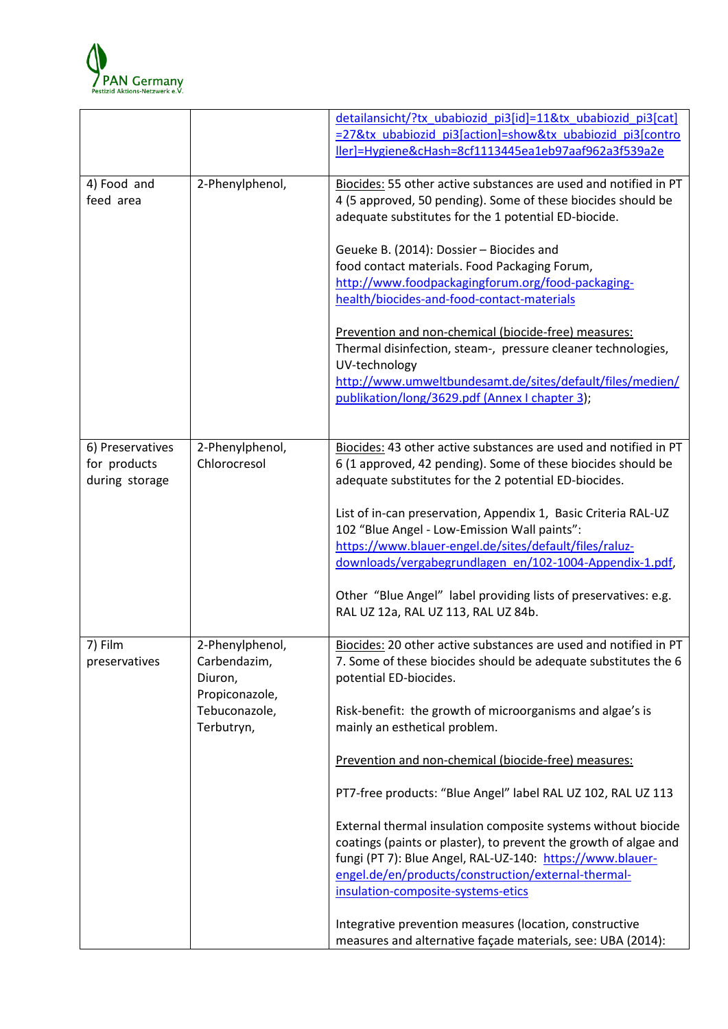| | | |
|---|---|---|
| | | detailansicht/?tx_ubabiozid_pi3[id]=11&tx_ubabiozid_pi3[cat]=27&tx_ubabiozid_pi3[action]=show&tx_ubabiozid_pi3[controller]=Hygiene&cHash=8cf1113445ea1eb97aaf962a3f539a2e |
| 4) Food and feed area | 2-Phenylphenol, | Biocides: 55 other active substances are used and notified in PT 4 (5 approved, 50 pending). Some of these biocides should be adequate substitutes for the 1 potential ED-biocide.<br><br>Geueke B. (2014): Dossier – Biocides and food contact materials. Food Packaging Forum, http://www.foodpackagingforum.org/food-packaging-health/biocides-and-food-contact-materials<br><br>Prevention and non-chemical (biocide-free) measures: Thermal disinfection, steam-, pressure cleaner technologies, UV-technology http://www.umweltbundesamt.de/sites/default/files/medien/publikation/long/3629.pdf (Annex I chapter 3); |
| 6) Preservatives for products during storage | 2-Phenylphenol, Chlorocresol | Biocides: 43 other active substances are used and notified in PT 6 (1 approved, 42 pending). Some of these biocides should be adequate substitutes for the 2 potential ED-biocides.<br><br>List of in-can preservation, Appendix 1, Basic Criteria RAL-UZ 102 "Blue Angel - Low-Emission Wall paints": https://www.blauer-engel.de/sites/default/files/raluz-downloads/vergabegrundlagen_en/102-1004-Appendix-1.pdf,<br><br>Other "Blue Angel" label providing lists of preservatives: e.g. RAL UZ 12a, RAL UZ 113, RAL UZ 84b. |
| 7) Film preservatives | 2-Phenylphenol, Carbendazim, Diuron, Propiconazole, Tebuconazole, Terbutryn, | Biocides: 20 other active substances are used and notified in PT 7. Some of these biocides should be adequate substitutes the 6 potential ED-biocides.<br><br>Risk-benefit: the growth of microorganisms and algae's is mainly an esthetical problem.<br><br>Prevention and non-chemical (biocide-free) measures:<br><br>PT7-free products: "Blue Angel" label RAL UZ 102, RAL UZ 113<br><br>External thermal insulation composite systems without biocide coatings (paints or plaster), to prevent the growth of algae and fungi (PT 7): Blue Angel, RAL-UZ-140: https://www.blauer-engel.de/en/products/construction/external-thermal-insulation-composite-systems-etics<br><br>Integrative prevention measures (location, constructive measures and alternative façade materials, see: UBA (2014): |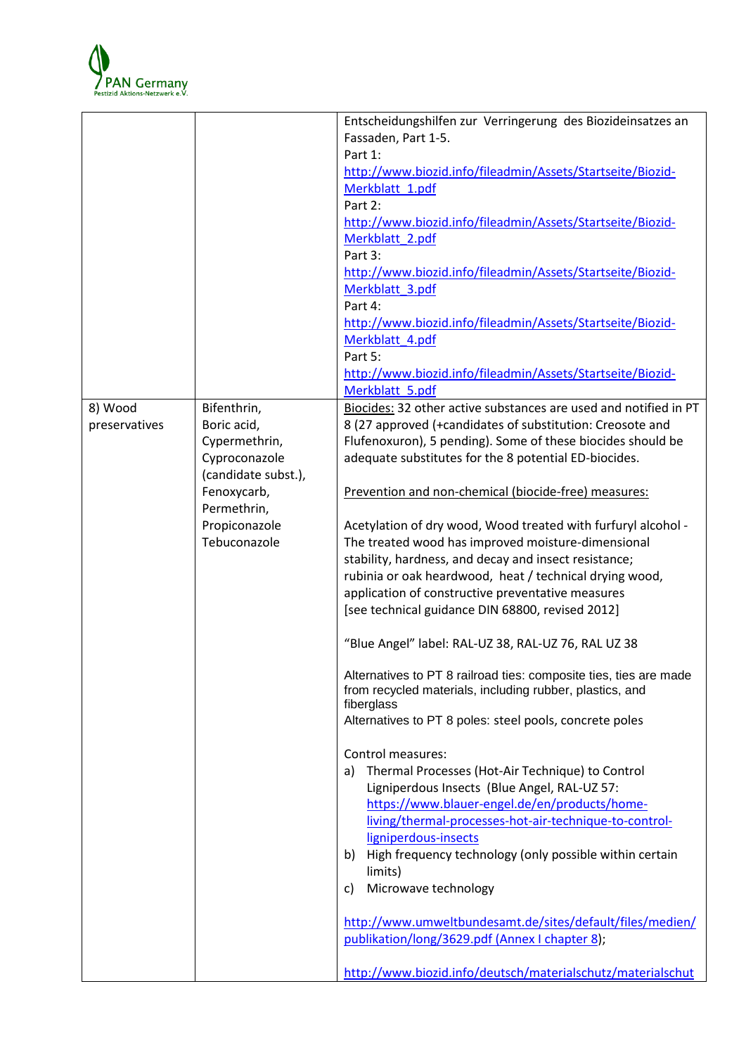| | | |
|---|---|---|
| | | Entscheidungshilfen zur Verringerung des Biozideinsatzes an Fassaden, Part 1-5.<br>Part 1:<br>http://www.biozid.info/fileadmin/Assets/Startseite/Biozid-Merkblatt_1.pdf<br>Part 2:<br>http://www.biozid.info/fileadmin/Assets/Startseite/Biozid-Merkblatt_2.pdf<br>Part 3:<br>http://www.biozid.info/fileadmin/Assets/Startseite/Biozid-Merkblatt_3.pdf<br>Part 4:<br>http://www.biozid.info/fileadmin/Assets/Startseite/Biozid-Merkblatt_4.pdf<br>Part 5:<br>http://www.biozid.info/fileadmin/Assets/Startseite/Biozid-Merkblatt_5.pdf |
| 8) Wood preservatives | Bifenthrin,<br>Boric acid,<br>Cypermethrin,<br>Cyproconazole (candidate subst.),<br>Fenoxycarb,<br>Permethrin,<br>Propiconazole<br>Tebuconazole | <u>Biocides:</u> 32 other active substances are used and notified in PT 8 (27 approved (+candidates of substitution: Creosote and Flufenoxuron), 5 pending). Some of these biocides should be adequate substitutes for the 8 potential ED-biocides.<br><br><u>Prevention and non-chemical (biocide-free) measures:</u><br><br>Acetylation of dry wood, Wood treated with furfuryl alcohol - The treated wood has improved moisture-dimensional stability, hardness, and decay and insect resistance; rubinia or oak heardwood, heat / technical drying wood, application of constructive preventative measures [see technical guidance DIN 68800, revised 2012]<br><br>"Blue Angel" label: RAL-UZ 38, RAL-UZ 76, RAL UZ 38<br><br>Alternatives to PT 8 railroad ties: composite ties, ties are made from recycled materials, including rubber, plastics, and fiberglass<br>Alternatives to PT 8 poles: steel pools, concrete poles<br><br>Control measures:<br>a) Thermal Processes (Hot-Air Technique) to Control Ligniperdous Insects (Blue Angel, RAL-UZ 57: https://www.blauer-engel.de/en/products/home-living/thermal-processes-hot-air-technique-to-control-ligniperdous-insects<br>b) High frequency technology (only possible within certain limits)<br>c) Microwave technology<br><br>http://www.umweltbundesamt.de/sites/default/files/medien/publikation/long/3629.pdf (Annex I chapter 8);<br><br>http://www.biozid.info/deutsch/materialschutz/materialschut |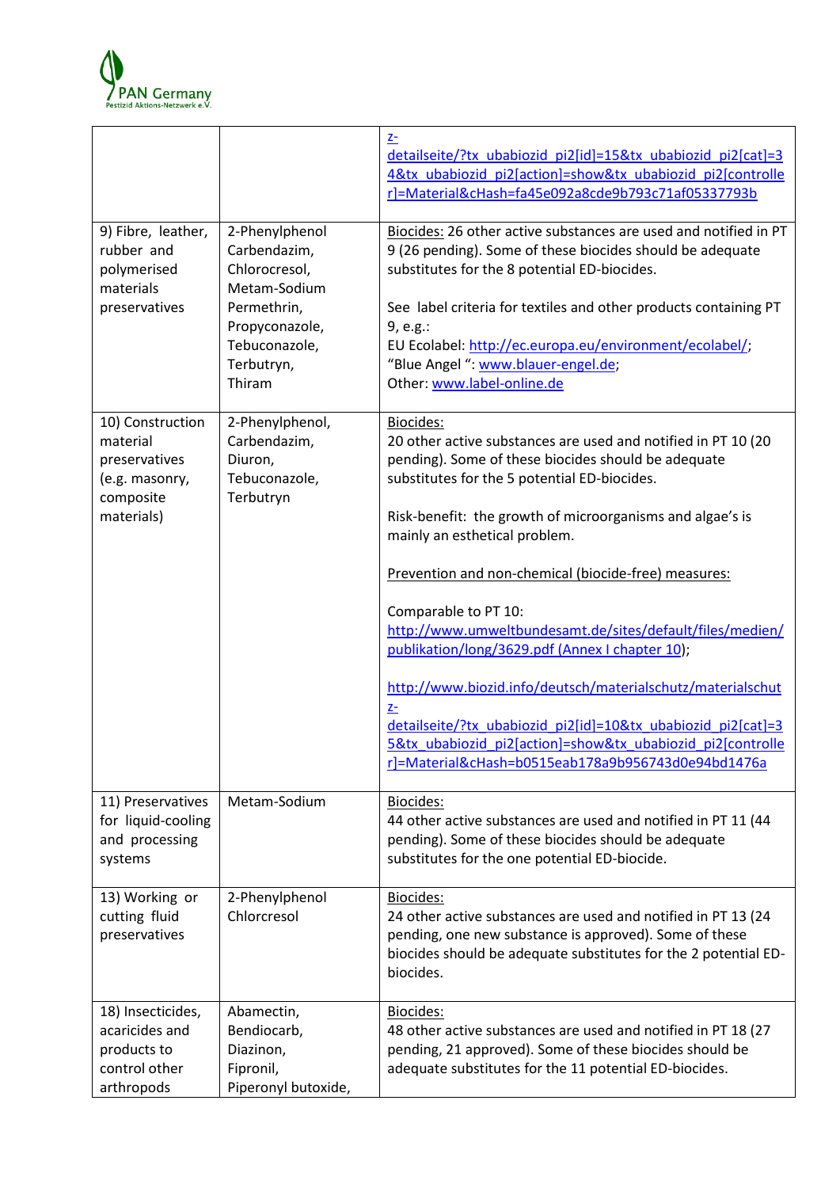|  |  |  |
|---|---|---|
|  |  | [z-detailseite/?tx_ubabiozid_pi2[id]=15&tx_ubabiozid_pi2[cat]=34&tx_ubabiozid_pi2[action]=show&tx_ubabiozid_pi2[controller]=Material&cHash=fa45e092a8cde9b793c71af05337793b](z-detailseite/?tx_ubabiozid_pi2[id]=15&tx_ubabiozid_pi2[cat]=34&tx_ubabiozid_pi2[action]=show&tx_ubabiozid_pi2[controller]=Material&cHash=fa45e092a8cde9b793c71af05337793b) |
| 9) Fibre, leather, rubber and polymerised materials preservatives | 2-Phenylphenol Carbendazim, Chlorocresol, Metam-Sodium Permethrin, Propyconazole, Tebuconazole, Terbutryn, Thiram | Biocides: 26 other active substances are used and notified in PT 9 (26 pending). Some of these biocides should be adequate substitutes for the 8 potential ED-biocides.<br><br>See label criteria for textiles and other products containing PT 9, e.g.:<br>EU Ecolabel: [http://ec.europa.eu/environment/ecolabel/](http://ec.europa.eu/environment/ecolabel/);<br>"Blue Angel ": [www.blauer-engel.de](www.blauer-engel.de);<br>Other: [www.label-online.de](www.label-online.de) |
| 10) Construction material preservatives (e.g. masonry, composite materials) | 2-Phenylphenol, Carbendazim, Diuron, Tebuconazole, Terbutryn | Biocides:<br>20 other active substances are used and notified in PT 10 (20 pending). Some of these biocides should be adequate substitutes for the 5 potential ED-biocides.<br><br>Risk-benefit: the growth of microorganisms and algae's is mainly an esthetical problem.<br><br>Prevention and non-chemical (biocide-free) measures:<br><br>Comparable to PT 10:<br>[http://www.umweltbundesamt.de/sites/default/files/medien/publikation/long/3629.pdf (Annex I chapter 10)](http://www.umweltbundesamt.de/sites/default/files/medien/publikation/long/3629.pdf);<br><br>[http://www.biozid.info/deutsch/materialschutz/materialschutz-detailseite/?tx_ubabiozid_pi2[id]=10&tx_ubabiozid_pi2[cat]=35&tx_ubabiozid_pi2[action]=show&tx_ubabiozid_pi2[controller]=Material&cHash=b0515eab178a9b956743d0e94bd1476a](http://www.biozid.info/deutsch/materialschutz/materialschutz-detailseite/?tx_ubabiozid_pi2[id]=10&tx_ubabiozid_pi2[cat]=35&tx_ubabiozid_pi2[action]=show&tx_ubabiozid_pi2[controller]=Material&cHash=b0515eab178a9b956743d0e94bd1476a) |
| 11) Preservatives for liquid-cooling and processing systems | Metam-Sodium | Biocides:<br>44 other active substances are used and notified in PT 11 (44 pending). Some of these biocides should be adequate substitutes for the one potential ED-biocide. |
| 13) Working or cutting fluid preservatives | 2-Phenylphenol Chlorcresol | Biocides:<br>24 other active substances are used and notified in PT 13 (24 pending, one new substance is approved). Some of these biocides should be adequate substitutes for the 2 potential ED-biocides. |
| 18) Insecticides, acaricides and products to control other arthropods | Abamectin, Bendiocarb, Diazinon, Fipronil, Piperonyl butoxide, | Biocides:<br>48 other active substances are used and notified in PT 18 (27 pending, 21 approved). Some of these biocides should be adequate substitutes for the 11 potential ED-biocides. |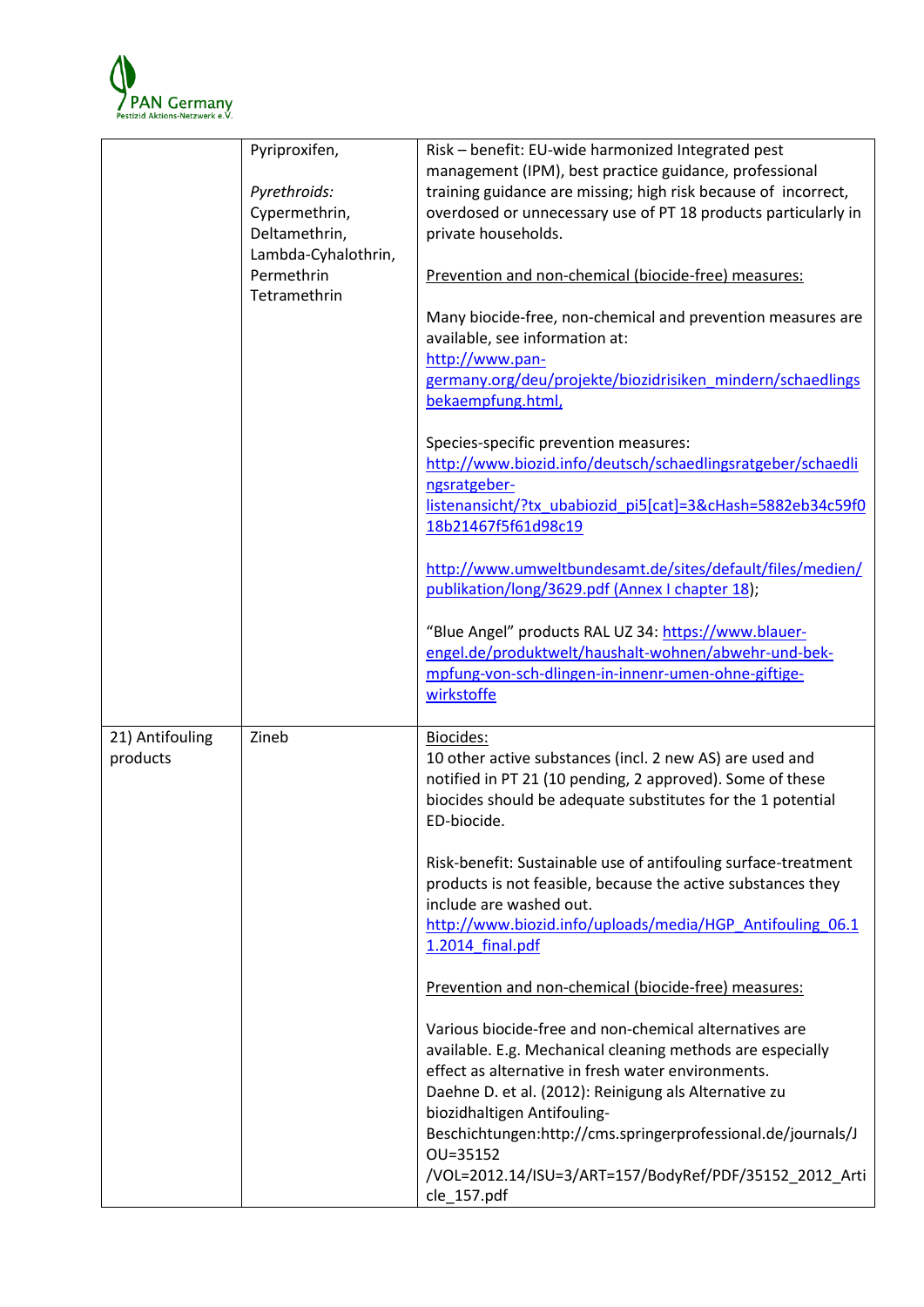| | | |
|---|---|---|
| | Pyriproxifen,<br><br>*Pyrethroids:*<br>Cypermethrin,<br>Deltamethrin,<br>Lambda-Cyhalothrin,<br>Permethrin<br>Tetramethrin | Risk – benefit: EU-wide harmonized Integrated pest management (IPM), best practice guidance, professional training guidance are missing; high risk because of incorrect, overdosed or unnecessary use of PT 18 products particularly in private households.<br><br>Prevention and non-chemical (biocide-free) measures:<br><br>Many biocide-free, non-chemical and prevention measures are available, see information at: http://www.pan-germany.org/deu/projekte/biozidrisiken_mindern/schaedlingsbekaempfung.html,<br><br>Species-specific prevention measures: http://www.biozid.info/deutsch/schaedlingsratgeber/schaedlingsratgeber-listenansicht/?tx_ubabiozid_pi5[cat]=3&cHash=5882eb34c59f018b21467f5f61d98c19<br><br>http://www.umweltbundesamt.de/sites/default/files/medien/publikation/long/3629.pdf (Annex I chapter 18);<br><br>"Blue Angel" products RAL UZ 34: https://www.blauer-engel.de/produktwelt/haushalt-wohnen/abwehr-und-bek-mpfung-von-sch-dlingen-in-innenr-umen-ohne-giftige-wirkstoffe |
| 21) Antifouling products | Zineb | Biocides:<br>10 other active substances (incl. 2 new AS) are used and notified in PT 21 (10 pending, 2 approved). Some of these biocides should be adequate substitutes for the 1 potential ED-biocide.<br><br>Risk-benefit: Sustainable use of antifouling surface-treatment products is not feasible, because the active substances they include are washed out.<br>http://www.biozid.info/uploads/media/HGP_Antifouling_06.11.2014_final.pdf<br><br>Prevention and non-chemical (biocide-free) measures:<br><br>Various biocide-free and non-chemical alternatives are available. E.g. Mechanical cleaning methods are especially effect as alternative in fresh water environments.<br>Daehne D. et al. (2012): Reinigung als Alternative zu biozidhaltigen Antifouling-Beschichtungen:http://cms.springerprofessional.de/journals/JOU=35152/VOL=2012.14/ISU=3/ART=157/BodyRef/PDF/35152_2012_Article_157.pdf |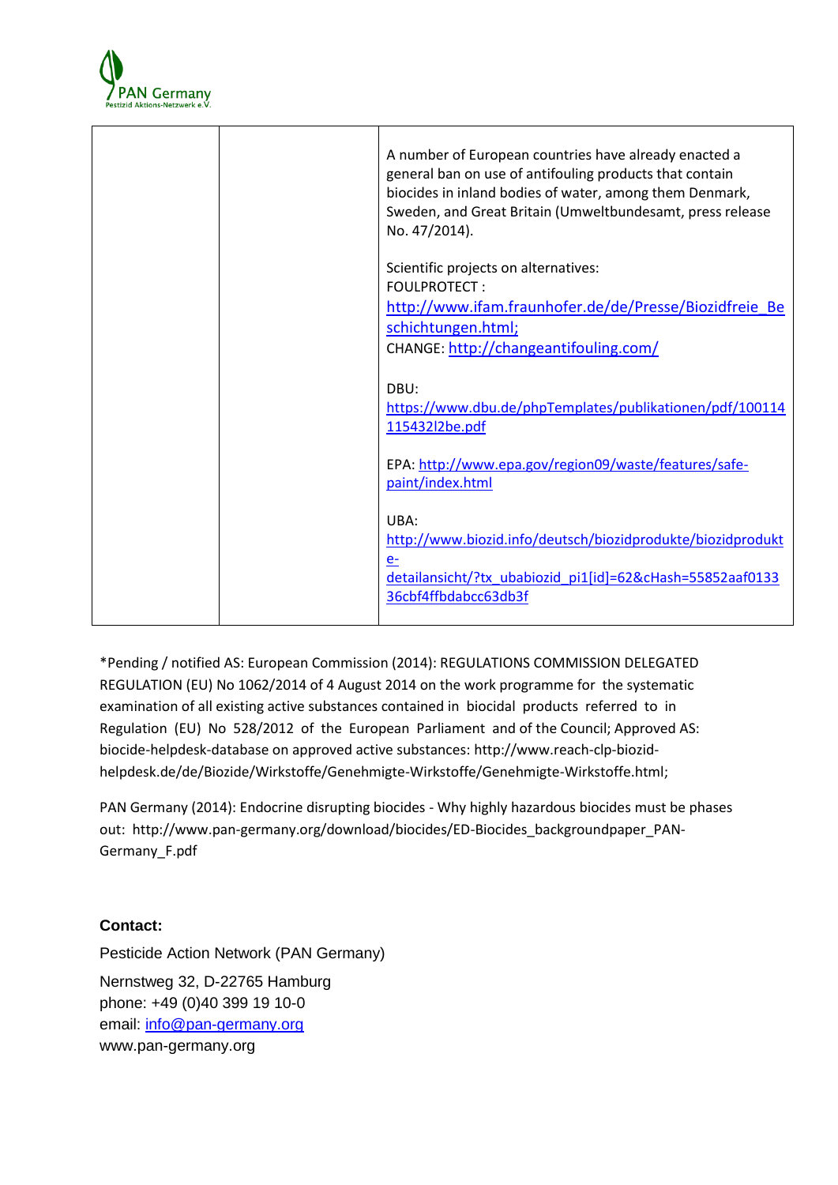| | | |
|---|---|---|
| | | A number of European countries have already enacted a general ban on use of antifouling products that contain biocides in inland bodies of water, among them Denmark, Sweden, and Great Britain (Umweltbundesamt, press release No. 47/2014).<br><br>Scientific projects on alternatives:<br>FOULPROTECT : http://www.ifam.fraunhofer.de/de/Presse/Biozidfreie_Beschichtungen.html;<br>CHANGE: http://changeantifouling.com/<br><br>DBU: https://www.dbu.de/phpTemplates/publikationen/pdf/100114115432l2be.pdf<br><br>EPA: http://www.epa.gov/region09/waste/features/safe-paint/index.html<br><br>UBA: http://www.biozid.info/deutsch/biozidprodukte/biozidprodukte-detailansicht/?tx_ubabiozid_pi1[id]=62&cHash=55852aaf013336cbf4ffbdabcc63db3f |

*Pending / notified AS: European Commission (2014): REGULATIONS COMMISSION DELEGATED REGULATION (EU) No 1062/2014 of 4 August 2014 on the work programme for the systematic examination of all existing active substances contained in biocidal products referred to in Regulation (EU) No 528/2012 of the European Parliament and of the Council; Approved AS: biocide-helpdesk-database on approved active substances: http://www.reach-clp-biozid-helpdesk.de/de/Biozide/Wirkstoffe/Genehmigte-Wirkstoffe/Genehmigte-Wirkstoffe.html;

PAN Germany (2014): Endocrine disrupting biocides - Why highly hazardous biocides must be phases out: http://www.pan-germany.org/download/biocides/ED-Biocides_backgroundpaper_PAN-Germany_F.pdf

**Contact:**

Pesticide Action Network (PAN Germany)

Nernstweg 32, D-22765 Hamburg
phone: +49 (0)40 399 19 10-0
email: info@pan-germany.org
www.pan-germany.org